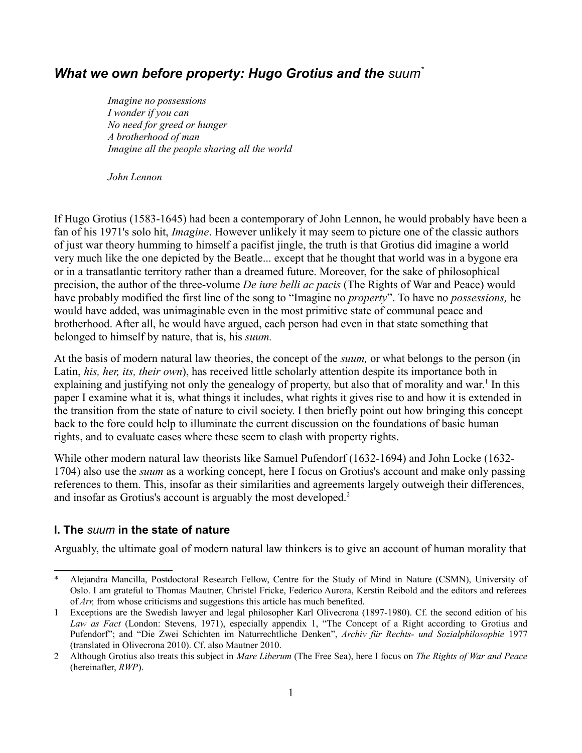# *What we own before property: Hugo Grotius and the suum*[*]

> *Imagine no possessions*
> *I wonder if you can*
> *No need for greed or hunger*
> *A brotherhood of man*
> *Imagine all the people sharing all the world*
>
> *John Lennon*

If Hugo Grotius (1583-1645) had been a contemporary of John Lennon, he would probably have been a fan of his 1971's solo hit, *Imagine*. However unlikely it may seem to picture one of the classic authors of just war theory humming to himself a pacifist jingle, the truth is that Grotius did imagine a world very much like the one depicted by the Beatle... except that he thought that world was in a bygone era or in a transatlantic territory rather than a dreamed future. Moreover, for the sake of philosophical precision, the author of the three-volume *De iure belli ac pacis* (The Rights of War and Peace) would have probably modified the first line of the song to "Imagine no *property*". To have no *possessions,* he would have added, was unimaginable even in the most primitive state of communal peace and brotherhood. After all, he would have argued, each person had even in that state something that belonged to himself by nature, that is, his *suum.*

At the basis of modern natural law theories, the concept of the *suum,* or what belongs to the person (in Latin, *his, her, its, their own*), has received little scholarly attention despite its importance both in explaining and justifying not only the genealogy of property, but also that of morality and war.[1] In this paper I examine what it is, what things it includes, what rights it gives rise to and how it is extended in the transition from the state of nature to civil society. I then briefly point out how bringing this concept back to the fore could help to illuminate the current discussion on the foundations of basic human rights, and to evaluate cases where these seem to clash with property rights.

While other modern natural law theorists like Samuel Pufendorf (1632-1694) and John Locke (1632-1704) also use the *suum* as a working concept, here I focus on Grotius's account and make only passing references to them. This, insofar as their similarities and agreements largely outweigh their differences, and insofar as Grotius's account is arguably the most developed.[2]

## I. The *suum* in the state of nature

Arguably, the ultimate goal of modern natural law thinkers is to give an account of human morality that

---

[*] Alejandra Mancilla, Postdoctoral Research Fellow, Centre for the Study of Mind in Nature (CSMN), University of Oslo. I am grateful to Thomas Mautner, Christel Fricke, Federico Aurora, Kerstin Reibold and the editors and referees of *Arr,* from whose criticisms and suggestions this article has much benefited.

[1] Exceptions are the Swedish lawyer and legal philosopher Karl Olivecrona (1897-1980). Cf. the second edition of his *Law as Fact* (London: Stevens, 1971), especially appendix 1, "The Concept of a Right according to Grotius and Pufendorf"; and "Die Zwei Schichten im Naturrechtliche Denken", *Archiv für Rechts- und Sozialphilosophie* 1977 (translated in Olivecrona 2010). Cf. also Mautner 2010.

[2] Although Grotius also treats this subject in *Mare Liberum* (The Free Sea), here I focus on *The Rights of War and Peace* (hereinafter, *RWP*).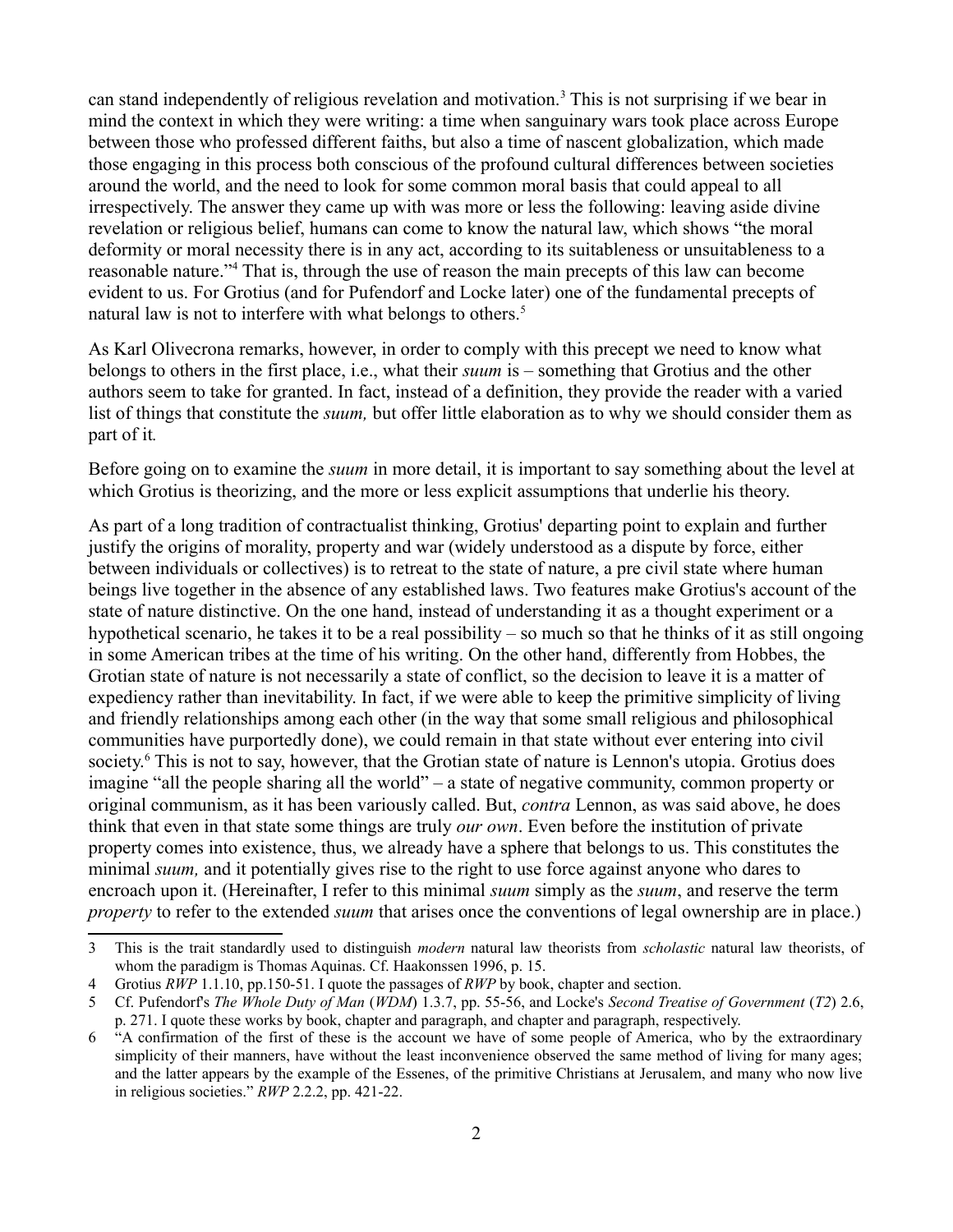can stand independently of religious revelation and motivation.[3] This is not surprising if we bear in mind the context in which they were writing: a time when sanguinary wars took place across Europe between those who professed different faiths, but also a time of nascent globalization, which made those engaging in this process both conscious of the profound cultural differences between societies around the world, and the need to look for some common moral basis that could appeal to all irrespectively. The answer they came up with was more or less the following: leaving aside divine revelation or religious belief, humans can come to know the natural law, which shows "the moral deformity or moral necessity there is in any act, according to its suitableness or unsuitableness to a reasonable nature."[4] That is, through the use of reason the main precepts of this law can become evident to us. For Grotius (and for Pufendorf and Locke later) one of the fundamental precepts of natural law is not to interfere with what belongs to others.[5]

As Karl Olivecrona remarks, however, in order to comply with this precept we need to know what belongs to others in the first place, i.e., what their *suum* is – something that Grotius and the other authors seem to take for granted. In fact, instead of a definition, they provide the reader with a varied list of things that constitute the *suum,* but offer little elaboration as to why we should consider them as part of it*.*

Before going on to examine the *suum* in more detail, it is important to say something about the level at which Grotius is theorizing, and the more or less explicit assumptions that underlie his theory.

As part of a long tradition of contractualist thinking, Grotius' departing point to explain and further justify the origins of morality, property and war (widely understood as a dispute by force, either between individuals or collectives) is to retreat to the state of nature, a pre civil state where human beings live together in the absence of any established laws. Two features make Grotius's account of the state of nature distinctive. On the one hand, instead of understanding it as a thought experiment or a hypothetical scenario, he takes it to be a real possibility – so much so that he thinks of it as still ongoing in some American tribes at the time of his writing. On the other hand, differently from Hobbes, the Grotian state of nature is not necessarily a state of conflict, so the decision to leave it is a matter of expediency rather than inevitability. In fact, if we were able to keep the primitive simplicity of living and friendly relationships among each other (in the way that some small religious and philosophical communities have purportedly done), we could remain in that state without ever entering into civil society.[6] This is not to say, however, that the Grotian state of nature is Lennon's utopia. Grotius does imagine "all the people sharing all the world" – a state of negative community, common property or original communism, as it has been variously called. But, *contra* Lennon, as was said above, he does think that even in that state some things are truly *our own*. Even before the institution of private property comes into existence, thus, we already have a sphere that belongs to us. This constitutes the minimal *suum,* and it potentially gives rise to the right to use force against anyone who dares to encroach upon it. (Hereinafter, I refer to this minimal *suum* simply as the *suum*, and reserve the term *property* to refer to the extended *suum* that arises once the conventions of legal ownership are in place.)

3 This is the trait standardly used to distinguish *modern* natural law theorists from *scholastic* natural law theorists, of whom the paradigm is Thomas Aquinas. Cf. Haakonssen 1996, p. 15.

4 Grotius *RWP* 1.1.10, pp.150-51. I quote the passages of *RWP* by book, chapter and section.

5 Cf. Pufendorf's *The Whole Duty of Man* (*WDM*) 1.3.7, pp. 55-56, and Locke's *Second Treatise of Government* (*T2*) 2.6, p. 271. I quote these works by book, chapter and paragraph, and chapter and paragraph, respectively.

6 "A confirmation of the first of these is the account we have of some people of America, who by the extraordinary simplicity of their manners, have without the least inconvenience observed the same method of living for many ages; and the latter appears by the example of the Essenes, of the primitive Christians at Jerusalem, and many who now live in religious societies." *RWP* 2.2.2, pp. 421-22.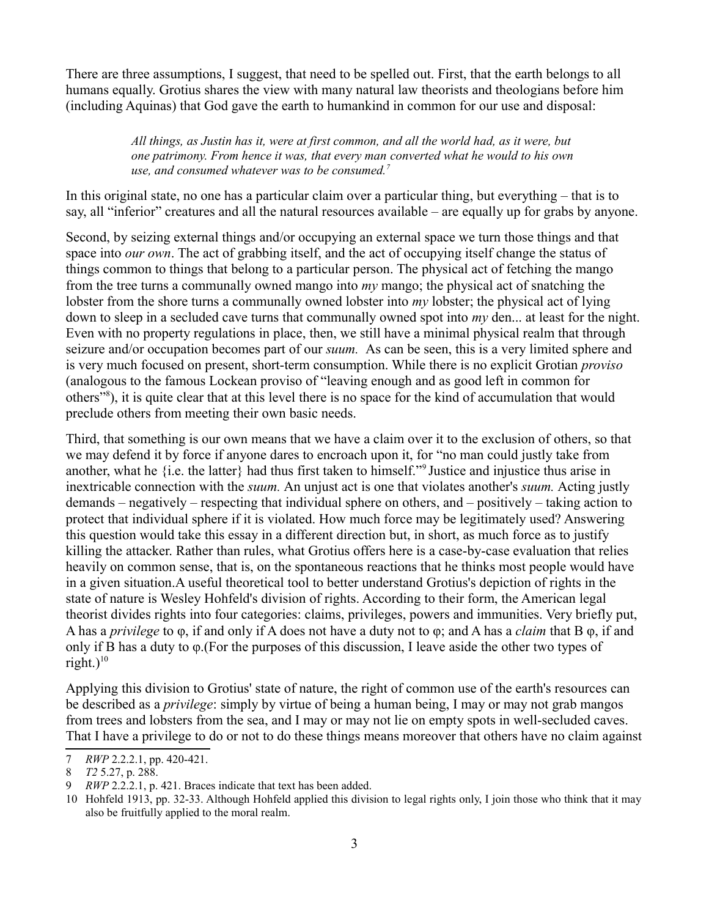There are three assumptions, I suggest, that need to be spelled out. First, that the earth belongs to all humans equally. Grotius shares the view with many natural law theorists and theologians before him (including Aquinas) that God gave the earth to humankind in common for our use and disposal:

> *All things, as Justin has it, were at first common, and all the world had, as it were, but one patrimony. From hence it was, that every man converted what he would to his own use, and consumed whatever was to be consumed.*[7]

In this original state, no one has a particular claim over a particular thing, but everything – that is to say, all "inferior" creatures and all the natural resources available – are equally up for grabs by anyone.

Second, by seizing external things and/or occupying an external space we turn those things and that space into *our own*. The act of grabbing itself, and the act of occupying itself change the status of things common to things that belong to a particular person. The physical act of fetching the mango from the tree turns a communally owned mango into *my* mango; the physical act of snatching the lobster from the shore turns a communally owned lobster into *my* lobster; the physical act of lying down to sleep in a secluded cave turns that communally owned spot into *my* den... at least for the night. Even with no property regulations in place, then, we still have a minimal physical realm that through seizure and/or occupation becomes part of our *suum.* As can be seen, this is a very limited sphere and is very much focused on present, short-term consumption. While there is no explicit Grotian *proviso* (analogous to the famous Lockean proviso of "leaving enough and as good left in common for others"[8]), it is quite clear that at this level there is no space for the kind of accumulation that would preclude others from meeting their own basic needs.

Third, that something is our own means that we have a claim over it to the exclusion of others, so that we may defend it by force if anyone dares to encroach upon it, for "no man could justly take from another, what he {i.e. the latter} had thus first taken to himself."[9] Justice and injustice thus arise in inextricable connection with the *suum.* An unjust act is one that violates another's *suum.* Acting justly demands – negatively – respecting that individual sphere on others, and – positively – taking action to protect that individual sphere if it is violated. How much force may be legitimately used? Answering this question would take this essay in a different direction but, in short, as much force as to justify killing the attacker. Rather than rules, what Grotius offers here is a case-by-case evaluation that relies heavily on common sense, that is, on the spontaneous reactions that he thinks most people would have in a given situation.A useful theoretical tool to better understand Grotius's depiction of rights in the state of nature is Wesley Hohfeld's division of rights. According to their form, the American legal theorist divides rights into four categories: claims, privileges, powers and immunities. Very briefly put, A has a *privilege* to φ, if and only if A does not have a duty not to φ; and A has a *claim* that B φ, if and only if B has a duty to φ.(For the purposes of this discussion, I leave aside the other two types of right.)[10]

Applying this division to Grotius' state of nature, the right of common use of the earth's resources can be described as a *privilege*: simply by virtue of being a human being, I may or may not grab mangos from trees and lobsters from the sea, and I may or may not lie on empty spots in well-secluded caves. That I have a privilege to do or not to do these things means moreover that others have no claim against

---

7 *RWP* 2.2.2.1, pp. 420-421.

8 *T2* 5.27, p. 288.

9 *RWP* 2.2.2.1, p. 421. Braces indicate that text has been added.

10 Hohfeld 1913, pp. 32-33. Although Hohfeld applied this division to legal rights only, I join those who think that it may also be fruitfully applied to the moral realm.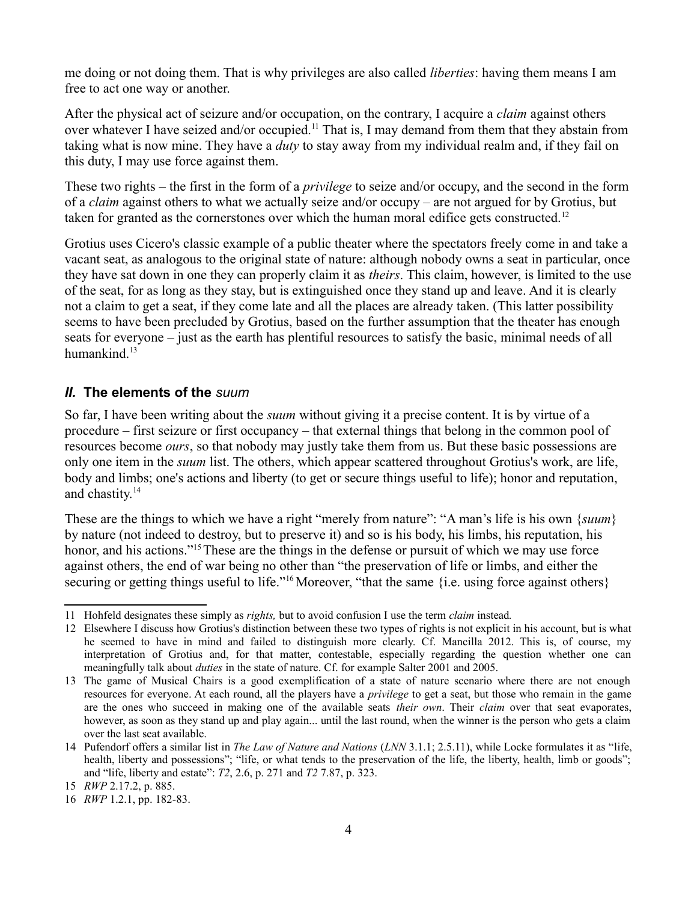me doing or not doing them. That is why privileges are also called *liberties*: having them means I am free to act one way or another.

After the physical act of seizure and/or occupation, on the contrary, I acquire a *claim* against others over whatever I have seized and/or occupied.[11] That is, I may demand from them that they abstain from taking what is now mine. They have a *duty* to stay away from my individual realm and, if they fail on this duty, I may use force against them.

These two rights – the first in the form of a *privilege* to seize and/or occupy, and the second in the form of a *claim* against others to what we actually seize and/or occupy – are not argued for by Grotius, but taken for granted as the cornerstones over which the human moral edifice gets constructed.[12]

Grotius uses Cicero's classic example of a public theater where the spectators freely come in and take a vacant seat, as analogous to the original state of nature: although nobody owns a seat in particular, once they have sat down in one they can properly claim it as *theirs*. This claim, however, is limited to the use of the seat, for as long as they stay, but is extinguished once they stand up and leave. And it is clearly not a claim to get a seat, if they come late and all the places are already taken. (This latter possibility seems to have been precluded by Grotius, based on the further assumption that the theater has enough seats for everyone – just as the earth has plentiful resources to satisfy the basic, minimal needs of all humankind.[13]

## *II.* The elements of the *suum*

So far, I have been writing about the *suum* without giving it a precise content. It is by virtue of a procedure – first seizure or first occupancy – that external things that belong in the common pool of resources become *ours*, so that nobody may justly take them from us. But these basic possessions are only one item in the *suum* list. The others, which appear scattered throughout Grotius's work, are life, body and limbs; one's actions and liberty (to get or secure things useful to life); honor and reputation, and chastity.[14]

These are the things to which we have a right "merely from nature": "A man's life is his own {*suum*} by nature (not indeed to destroy, but to preserve it) and so is his body, his limbs, his reputation, his honor, and his actions."[15] These are the things in the defense or pursuit of which we may use force against others, the end of war being no other than "the preservation of life or limbs, and either the securing or getting things useful to life."[16] Moreover, "that the same {i.e. using force against others}

---

11 Hohfeld designates these simply as *rights,* but to avoid confusion I use the term *claim* instead*.*

12 Elsewhere I discuss how Grotius's distinction between these two types of rights is not explicit in his account, but is what he seemed to have in mind and failed to distinguish more clearly. Cf. Mancilla 2012. This is, of course, my interpretation of Grotius and, for that matter, contestable, especially regarding the question whether one can meaningfully talk about *duties* in the state of nature. Cf. for example Salter 2001 and 2005.

13 The game of Musical Chairs is a good exemplification of a state of nature scenario where there are not enough resources for everyone. At each round, all the players have a *privilege* to get a seat, but those who remain in the game are the ones who succeed in making one of the available seats *their own*. Their *claim* over that seat evaporates, however, as soon as they stand up and play again... until the last round, when the winner is the person who gets a claim over the last seat available.

14 Pufendorf offers a similar list in *The Law of Nature and Nations* (*LNN* 3.1.1; 2.5.11), while Locke formulates it as "life, health, liberty and possessions"; "life, or what tends to the preservation of the life, the liberty, health, limb or goods"; and "life, liberty and estate": *T2*, 2.6, p. 271 and *T2* 7.87, p. 323.

15 *RWP* 2.17.2, p. 885.

16 *RWP* 1.2.1, pp. 182-83.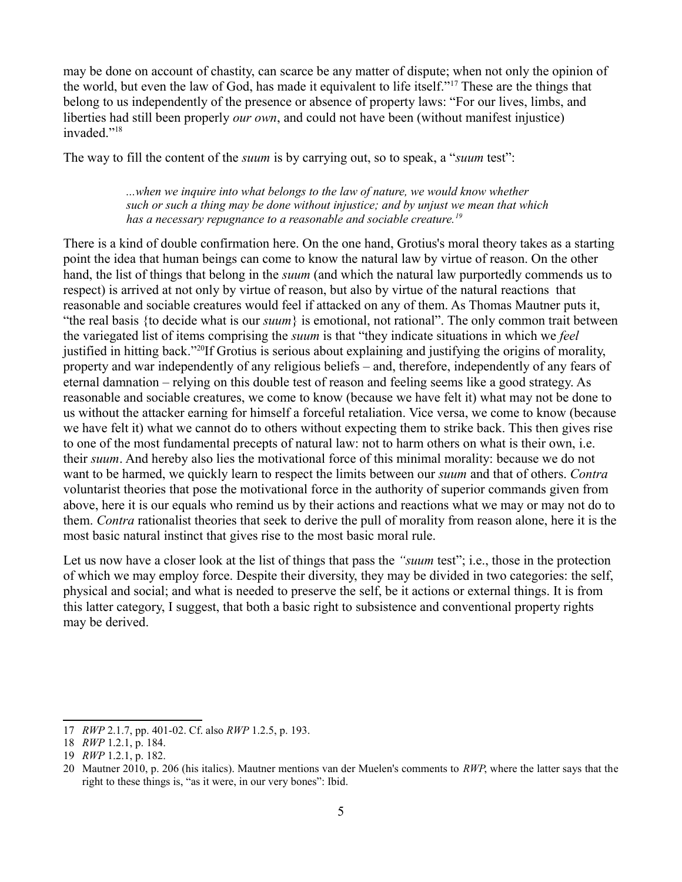may be done on account of chastity, can scarce be any matter of dispute; when not only the opinion of the world, but even the law of God, has made it equivalent to life itself."[17] These are the things that belong to us independently of the presence or absence of property laws: "For our lives, limbs, and liberties had still been properly *our own*, and could not have been (without manifest injustice) invaded."[18]

The way to fill the content of the *suum* is by carrying out, so to speak, a "*suum* test":

> *...when we inquire into what belongs to the law of nature, we would know whether such or such a thing may be done without injustice; and by unjust we mean that which has a necessary repugnance to a reasonable and sociable creature.*[19]

There is a kind of double confirmation here. On the one hand, Grotius's moral theory takes as a starting point the idea that human beings can come to know the natural law by virtue of reason. On the other hand, the list of things that belong in the *suum* (and which the natural law purportedly commends us to respect) is arrived at not only by virtue of reason, but also by virtue of the natural reactions that reasonable and sociable creatures would feel if attacked on any of them. As Thomas Mautner puts it, "the real basis {to decide what is our *suum*} is emotional, not rational". The only common trait between the variegated list of items comprising the *suum* is that "they indicate situations in which we *feel* justified in hitting back."[20]If Grotius is serious about explaining and justifying the origins of morality, property and war independently of any religious beliefs – and, therefore, independently of any fears of eternal damnation – relying on this double test of reason and feeling seems like a good strategy. As reasonable and sociable creatures, we come to know (because we have felt it) what may not be done to us without the attacker earning for himself a forceful retaliation. Vice versa, we come to know (because we have felt it) what we cannot do to others without expecting them to strike back. This then gives rise to one of the most fundamental precepts of natural law: not to harm others on what is their own, i.e. their *suum*. And hereby also lies the motivational force of this minimal morality: because we do not want to be harmed, we quickly learn to respect the limits between our *suum* and that of others. *Contra* voluntarist theories that pose the motivational force in the authority of superior commands given from above, here it is our equals who remind us by their actions and reactions what we may or may not do to them. *Contra* rationalist theories that seek to derive the pull of morality from reason alone, here it is the most basic natural instinct that gives rise to the most basic moral rule.

Let us now have a closer look at the list of things that pass the *"suum* test"; i.e., those in the protection of which we may employ force. Despite their diversity, they may be divided in two categories: the self, physical and social; and what is needed to preserve the self, be it actions or external things. It is from this latter category, I suggest, that both a basic right to subsistence and conventional property rights may be derived.

---

17 *RWP* 2.1.7, pp. 401-02. Cf. also *RWP* 1.2.5, p. 193.

18 *RWP* 1.2.1, p. 184.

19 *RWP* 1.2.1, p. 182.

20 Mautner 2010, p. 206 (his italics). Mautner mentions van der Muelen's comments to *RWP*, where the latter says that the right to these things is, "as it were, in our very bones": Ibid.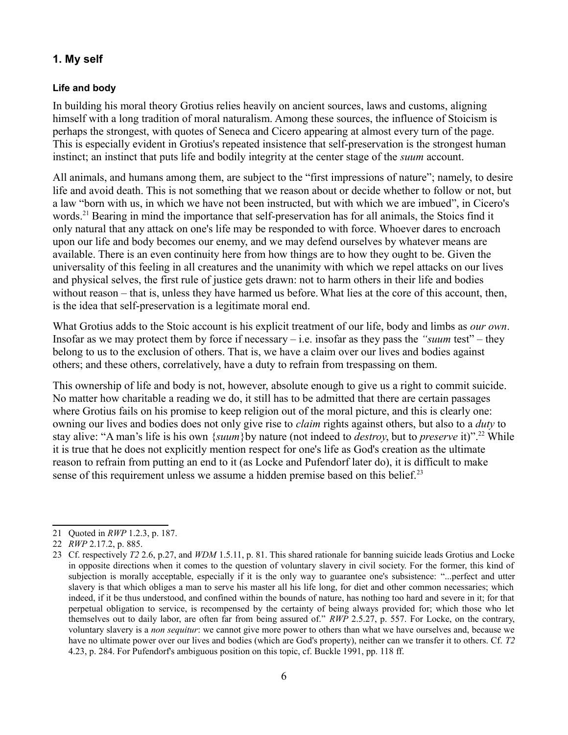## 1. My self

### Life and body

In building his moral theory Grotius relies heavily on ancient sources, laws and customs, aligning himself with a long tradition of moral naturalism. Among these sources, the influence of Stoicism is perhaps the strongest, with quotes of Seneca and Cicero appearing at almost every turn of the page. This is especially evident in Grotius's repeated insistence that self-preservation is the strongest human instinct; an instinct that puts life and bodily integrity at the center stage of the *suum* account.

All animals, and humans among them, are subject to the "first impressions of nature"; namely, to desire life and avoid death. This is not something that we reason about or decide whether to follow or not, but a law "born with us, in which we have not been instructed, but with which we are imbued", in Cicero's words.[21] Bearing in mind the importance that self-preservation has for all animals, the Stoics find it only natural that any attack on one's life may be responded to with force. Whoever dares to encroach upon our life and body becomes our enemy, and we may defend ourselves by whatever means are available. There is an even continuity here from how things are to how they ought to be. Given the universality of this feeling in all creatures and the unanimity with which we repel attacks on our lives and physical selves, the first rule of justice gets drawn: not to harm others in their life and bodies without reason – that is, unless they have harmed us before. What lies at the core of this account, then, is the idea that self-preservation is a legitimate moral end.

What Grotius adds to the Stoic account is his explicit treatment of our life, body and limbs as *our own*. Insofar as we may protect them by force if necessary – i.e. insofar as they pass the *"suum* test" – they belong to us to the exclusion of others. That is, we have a claim over our lives and bodies against others; and these others, correlatively, have a duty to refrain from trespassing on them.

This ownership of life and body is not, however, absolute enough to give us a right to commit suicide. No matter how charitable a reading we do, it still has to be admitted that there are certain passages where Grotius fails on his promise to keep religion out of the moral picture, and this is clearly one: owning our lives and bodies does not only give rise to *claim* rights against others, but also to a *duty* to stay alive: "A man's life is his own {*suum*}by nature (not indeed to *destroy*, but to *preserve* it)".[22] While it is true that he does not explicitly mention respect for one's life as God's creation as the ultimate reason to refrain from putting an end to it (as Locke and Pufendorf later do), it is difficult to make sense of this requirement unless we assume a hidden premise based on this belief.[23]

---

21 Quoted in *RWP* 1.2.3, p. 187.

22 *RWP* 2.17.2, p. 885.

23 Cf. respectively *T2* 2.6, p.27, and *WDM* 1.5.11, p. 81. This shared rationale for banning suicide leads Grotius and Locke in opposite directions when it comes to the question of voluntary slavery in civil society. For the former, this kind of subjection is morally acceptable, especially if it is the only way to guarantee one's subsistence: "...perfect and utter slavery is that which obliges a man to serve his master all his life long, for diet and other common necessaries; which indeed, if it be thus understood, and confined within the bounds of nature, has nothing too hard and severe in it; for that perpetual obligation to service, is recompensed by the certainty of being always provided for; which those who let themselves out to daily labor, are often far from being assured of." *RWP* 2.5.27, p. 557. For Locke, on the contrary, voluntary slavery is a *non sequitur*: we cannot give more power to others than what we have ourselves and, because we have no ultimate power over our lives and bodies (which are God's property), neither can we transfer it to others. Cf. *T2* 4.23, p. 284. For Pufendorf's ambiguous position on this topic, cf. Buckle 1991, pp. 118 ff.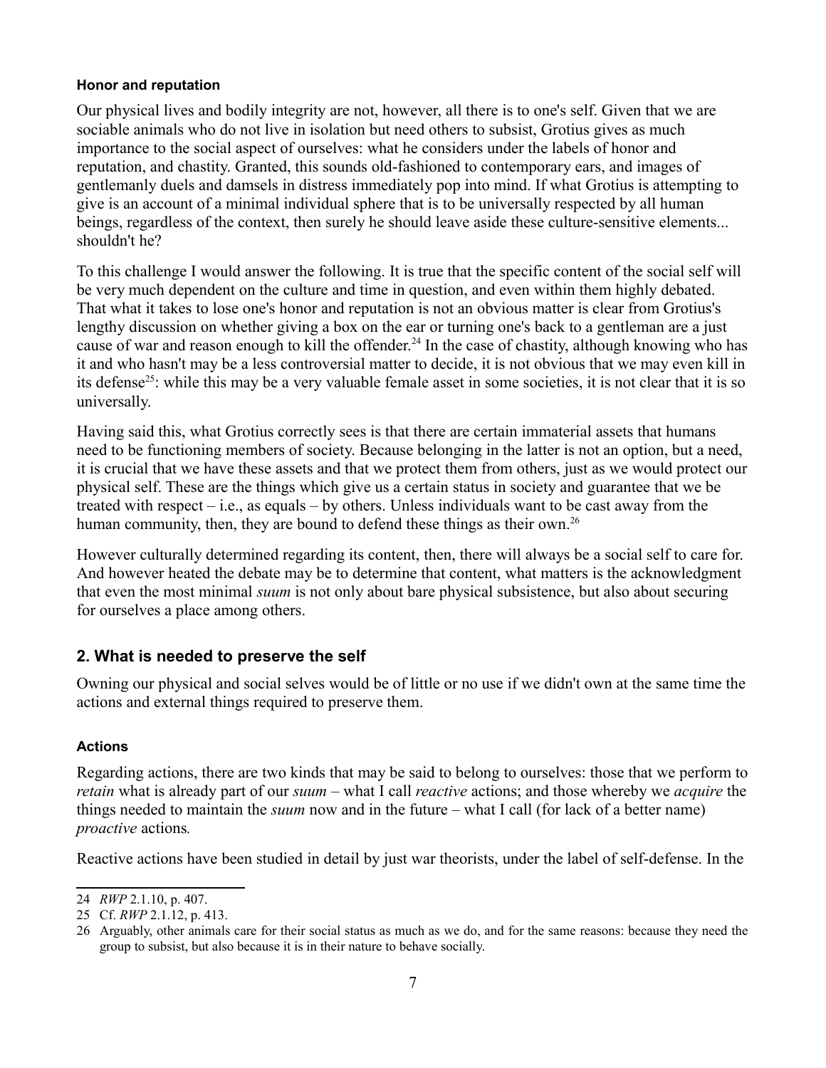#### Honor and reputation

Our physical lives and bodily integrity are not, however, all there is to one's self. Given that we are sociable animals who do not live in isolation but need others to subsist, Grotius gives as much importance to the social aspect of ourselves: what he considers under the labels of honor and reputation, and chastity. Granted, this sounds old-fashioned to contemporary ears, and images of gentlemanly duels and damsels in distress immediately pop into mind. If what Grotius is attempting to give is an account of a minimal individual sphere that is to be universally respected by all human beings, regardless of the context, then surely he should leave aside these culture-sensitive elements... shouldn't he?

To this challenge I would answer the following. It is true that the specific content of the social self will be very much dependent on the culture and time in question, and even within them highly debated. That what it takes to lose one's honor and reputation is not an obvious matter is clear from Grotius's lengthy discussion on whether giving a box on the ear or turning one's back to a gentleman are a just cause of war and reason enough to kill the offender.[24] In the case of chastity, although knowing who has it and who hasn't may be a less controversial matter to decide, it is not obvious that we may even kill in its defense[25]: while this may be a very valuable female asset in some societies, it is not clear that it is so universally.

Having said this, what Grotius correctly sees is that there are certain immaterial assets that humans need to be functioning members of society. Because belonging in the latter is not an option, but a need, it is crucial that we have these assets and that we protect them from others, just as we would protect our physical self. These are the things which give us a certain status in society and guarantee that we be treated with respect – i.e., as equals – by others. Unless individuals want to be cast away from the human community, then, they are bound to defend these things as their own.[26]

However culturally determined regarding its content, then, there will always be a social self to care for. And however heated the debate may be to determine that content, what matters is the acknowledgment that even the most minimal *suum* is not only about bare physical subsistence, but also about securing for ourselves a place among others.

## 2. What is needed to preserve the self

Owning our physical and social selves would be of little or no use if we didn't own at the same time the actions and external things required to preserve them.

#### Actions

Regarding actions, there are two kinds that may be said to belong to ourselves: those that we perform to *retain* what is already part of our *suum* – what I call *reactive* actions; and those whereby we *acquire* the things needed to maintain the *suum* now and in the future – what I call (for lack of a better name) *proactive* actions*.*

Reactive actions have been studied in detail by just war theorists, under the label of self-defense. In the

---

24 *RWP* 2.1.10, p. 407.

25 Cf. *RWP* 2.1.12, p. 413.

26 Arguably, other animals care for their social status as much as we do, and for the same reasons: because they need the group to subsist, but also because it is in their nature to behave socially.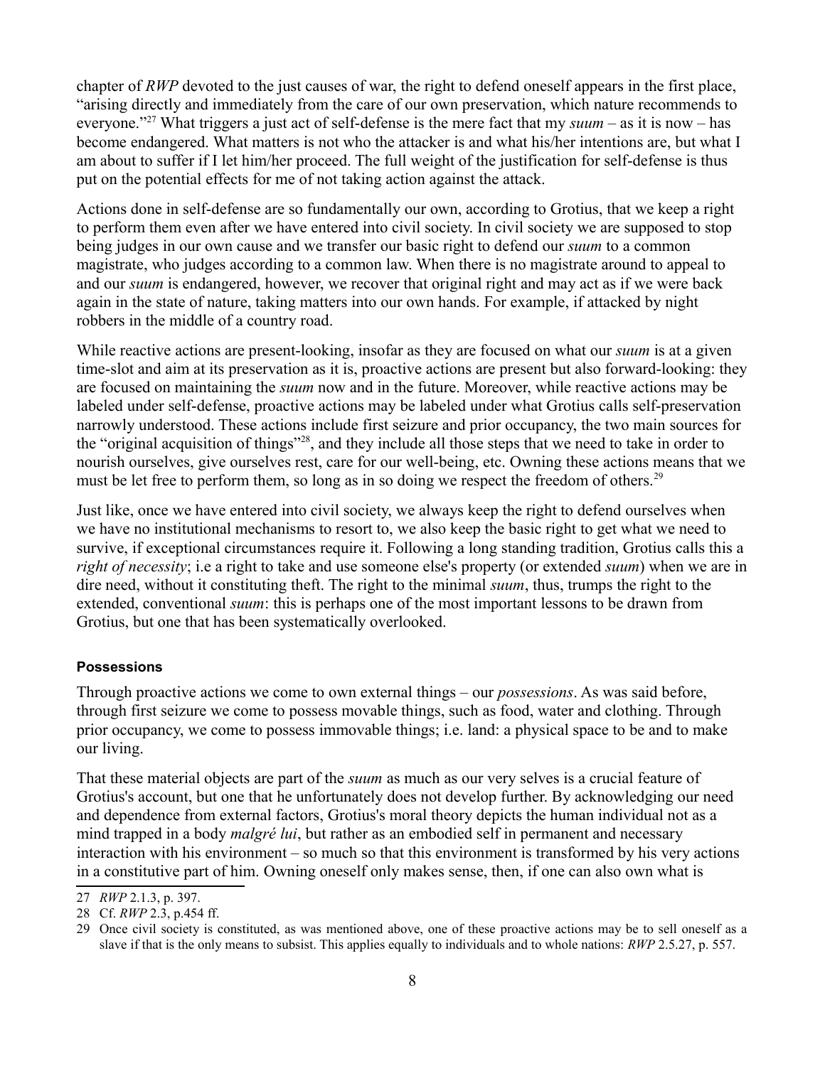chapter of *RWP* devoted to the just causes of war, the right to defend oneself appears in the first place, "arising directly and immediately from the care of our own preservation, which nature recommends to everyone."[27] What triggers a just act of self-defense is the mere fact that my *suum* – as it is now – has become endangered. What matters is not who the attacker is and what his/her intentions are, but what I am about to suffer if I let him/her proceed. The full weight of the justification for self-defense is thus put on the potential effects for me of not taking action against the attack.

Actions done in self-defense are so fundamentally our own, according to Grotius, that we keep a right to perform them even after we have entered into civil society. In civil society we are supposed to stop being judges in our own cause and we transfer our basic right to defend our *suum* to a common magistrate, who judges according to a common law. When there is no magistrate around to appeal to and our *suum* is endangered, however, we recover that original right and may act as if we were back again in the state of nature, taking matters into our own hands. For example, if attacked by night robbers in the middle of a country road.

While reactive actions are present-looking, insofar as they are focused on what our *suum* is at a given time-slot and aim at its preservation as it is, proactive actions are present but also forward-looking: they are focused on maintaining the *suum* now and in the future. Moreover, while reactive actions may be labeled under self-defense, proactive actions may be labeled under what Grotius calls self-preservation narrowly understood. These actions include first seizure and prior occupancy, the two main sources for the "original acquisition of things"[28], and they include all those steps that we need to take in order to nourish ourselves, give ourselves rest, care for our well-being, etc. Owning these actions means that we must be let free to perform them, so long as in so doing we respect the freedom of others.[29]

Just like, once we have entered into civil society, we always keep the right to defend ourselves when we have no institutional mechanisms to resort to, we also keep the basic right to get what we need to survive, if exceptional circumstances require it. Following a long standing tradition, Grotius calls this a *right of necessity*; i.e a right to take and use someone else's property (or extended *suum*) when we are in dire need, without it constituting theft. The right to the minimal *suum*, thus, trumps the right to the extended, conventional *suum*: this is perhaps one of the most important lessons to be drawn from Grotius, but one that has been systematically overlooked.

### Possessions

Through proactive actions we come to own external things – our *possessions*. As was said before, through first seizure we come to possess movable things, such as food, water and clothing. Through prior occupancy, we come to possess immovable things; i.e. land: a physical space to be and to make our living.

That these material objects are part of the *suum* as much as our very selves is a crucial feature of Grotius's account, but one that he unfortunately does not develop further. By acknowledging our need and dependence from external factors, Grotius's moral theory depicts the human individual not as a mind trapped in a body *malgré lui*, but rather as an embodied self in permanent and necessary interaction with his environment – so much so that this environment is transformed by his very actions in a constitutive part of him. Owning oneself only makes sense, then, if one can also own what is

---

27 *RWP* 2.1.3, p. 397.

28 Cf. *RWP* 2.3, p.454 ff.

29 Once civil society is constituted, as was mentioned above, one of these proactive actions may be to sell oneself as a slave if that is the only means to subsist. This applies equally to individuals and to whole nations: *RWP* 2.5.27, p. 557.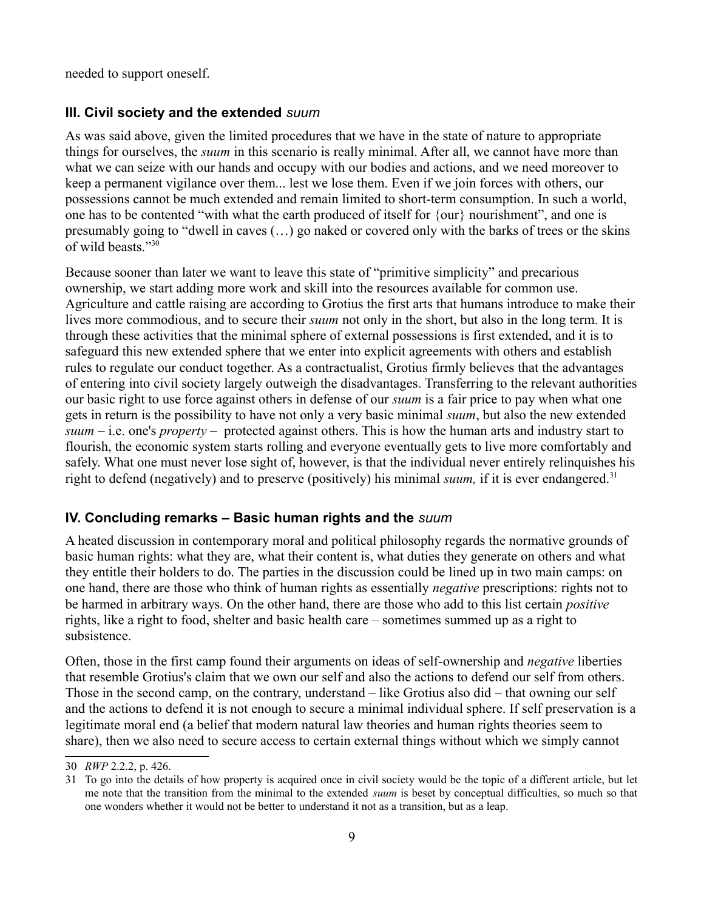needed to support oneself.

## III. Civil society and the extended *suum*

As was said above, given the limited procedures that we have in the state of nature to appropriate things for ourselves, the *suum* in this scenario is really minimal. After all, we cannot have more than what we can seize with our hands and occupy with our bodies and actions, and we need moreover to keep a permanent vigilance over them... lest we lose them. Even if we join forces with others, our possessions cannot be much extended and remain limited to short-term consumption. In such a world, one has to be contented "with what the earth produced of itself for {our} nourishment", and one is presumably going to "dwell in caves (…) go naked or covered only with the barks of trees or the skins of wild beasts."[30]

Because sooner than later we want to leave this state of "primitive simplicity" and precarious ownership, we start adding more work and skill into the resources available for common use. Agriculture and cattle raising are according to Grotius the first arts that humans introduce to make their lives more commodious, and to secure their *suum* not only in the short, but also in the long term. It is through these activities that the minimal sphere of external possessions is first extended, and it is to safeguard this new extended sphere that we enter into explicit agreements with others and establish rules to regulate our conduct together. As a contractualist, Grotius firmly believes that the advantages of entering into civil society largely outweigh the disadvantages. Transferring to the relevant authorities our basic right to use force against others in defense of our *suum* is a fair price to pay when what one gets in return is the possibility to have not only a very basic minimal *suum*, but also the new extended *suum* – i.e. one's *property* – protected against others. This is how the human arts and industry start to flourish, the economic system starts rolling and everyone eventually gets to live more comfortably and safely. What one must never lose sight of, however, is that the individual never entirely relinquishes his right to defend (negatively) and to preserve (positively) his minimal *suum,* if it is ever endangered.[31]

## IV. Concluding remarks – Basic human rights and the *suum*

A heated discussion in contemporary moral and political philosophy regards the normative grounds of basic human rights: what they are, what their content is, what duties they generate on others and what they entitle their holders to do. The parties in the discussion could be lined up in two main camps: on one hand, there are those who think of human rights as essentially *negative* prescriptions: rights not to be harmed in arbitrary ways. On the other hand, there are those who add to this list certain *positive* rights, like a right to food, shelter and basic health care – sometimes summed up as a right to subsistence.

Often, those in the first camp found their arguments on ideas of self-ownership and *negative* liberties that resemble Grotius's claim that we own our self and also the actions to defend our self from others. Those in the second camp, on the contrary, understand – like Grotius also did – that owning our self and the actions to defend it is not enough to secure a minimal individual sphere. If self preservation is a legitimate moral end (a belief that modern natural law theories and human rights theories seem to share), then we also need to secure access to certain external things without which we simply cannot

---

30 *RWP* 2.2.2, p. 426.

31 To go into the details of how property is acquired once in civil society would be the topic of a different article, but let me note that the transition from the minimal to the extended *suum* is beset by conceptual difficulties, so much so that one wonders whether it would not be better to understand it not as a transition, but as a leap.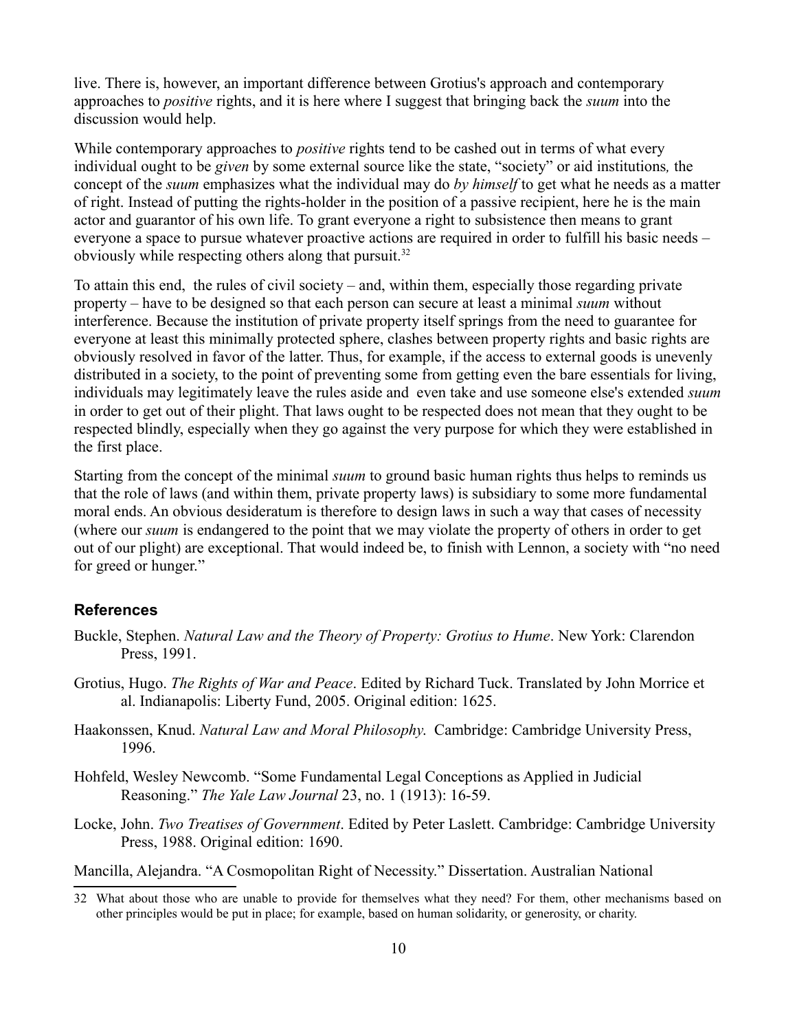live. There is, however, an important difference between Grotius's approach and contemporary approaches to *positive* rights, and it is here where I suggest that bringing back the *suum* into the discussion would help.

While contemporary approaches to *positive* rights tend to be cashed out in terms of what every individual ought to be *given* by some external source like the state, "society" or aid institutions*,* the concept of the *suum* emphasizes what the individual may do *by himself* to get what he needs as a matter of right. Instead of putting the rights-holder in the position of a passive recipient, here he is the main actor and guarantor of his own life. To grant everyone a right to subsistence then means to grant everyone a space to pursue whatever proactive actions are required in order to fulfill his basic needs – obviously while respecting others along that pursuit.[32]

To attain this end, the rules of civil society – and, within them, especially those regarding private property – have to be designed so that each person can secure at least a minimal *suum* without interference. Because the institution of private property itself springs from the need to guarantee for everyone at least this minimally protected sphere, clashes between property rights and basic rights are obviously resolved in favor of the latter. Thus, for example, if the access to external goods is unevenly distributed in a society, to the point of preventing some from getting even the bare essentials for living, individuals may legitimately leave the rules aside and even take and use someone else's extended *suum* in order to get out of their plight. That laws ought to be respected does not mean that they ought to be respected blindly, especially when they go against the very purpose for which they were established in the first place.

Starting from the concept of the minimal *suum* to ground basic human rights thus helps to reminds us that the role of laws (and within them, private property laws) is subsidiary to some more fundamental moral ends. An obvious desideratum is therefore to design laws in such a way that cases of necessity (where our *suum* is endangered to the point that we may violate the property of others in order to get out of our plight) are exceptional. That would indeed be, to finish with Lennon, a society with "no need for greed or hunger."

## References

Buckle, Stephen. *Natural Law and the Theory of Property: Grotius to Hume*. New York: Clarendon Press, 1991.

Grotius, Hugo. *The Rights of War and Peace*. Edited by Richard Tuck. Translated by John Morrice et al. Indianapolis: Liberty Fund, 2005. Original edition: 1625.

Haakonssen, Knud. *Natural Law and Moral Philosophy.* Cambridge: Cambridge University Press, 1996.

Hohfeld, Wesley Newcomb. "Some Fundamental Legal Conceptions as Applied in Judicial Reasoning." *The Yale Law Journal* 23, no. 1 (1913): 16-59.

Locke, John. *Two Treatises of Government*. Edited by Peter Laslett. Cambridge: Cambridge University Press, 1988. Original edition: 1690.

Mancilla, Alejandra. "A Cosmopolitan Right of Necessity." Dissertation. Australian National

---

32 What about those who are unable to provide for themselves what they need? For them, other mechanisms based on other principles would be put in place; for example, based on human solidarity, or generosity, or charity.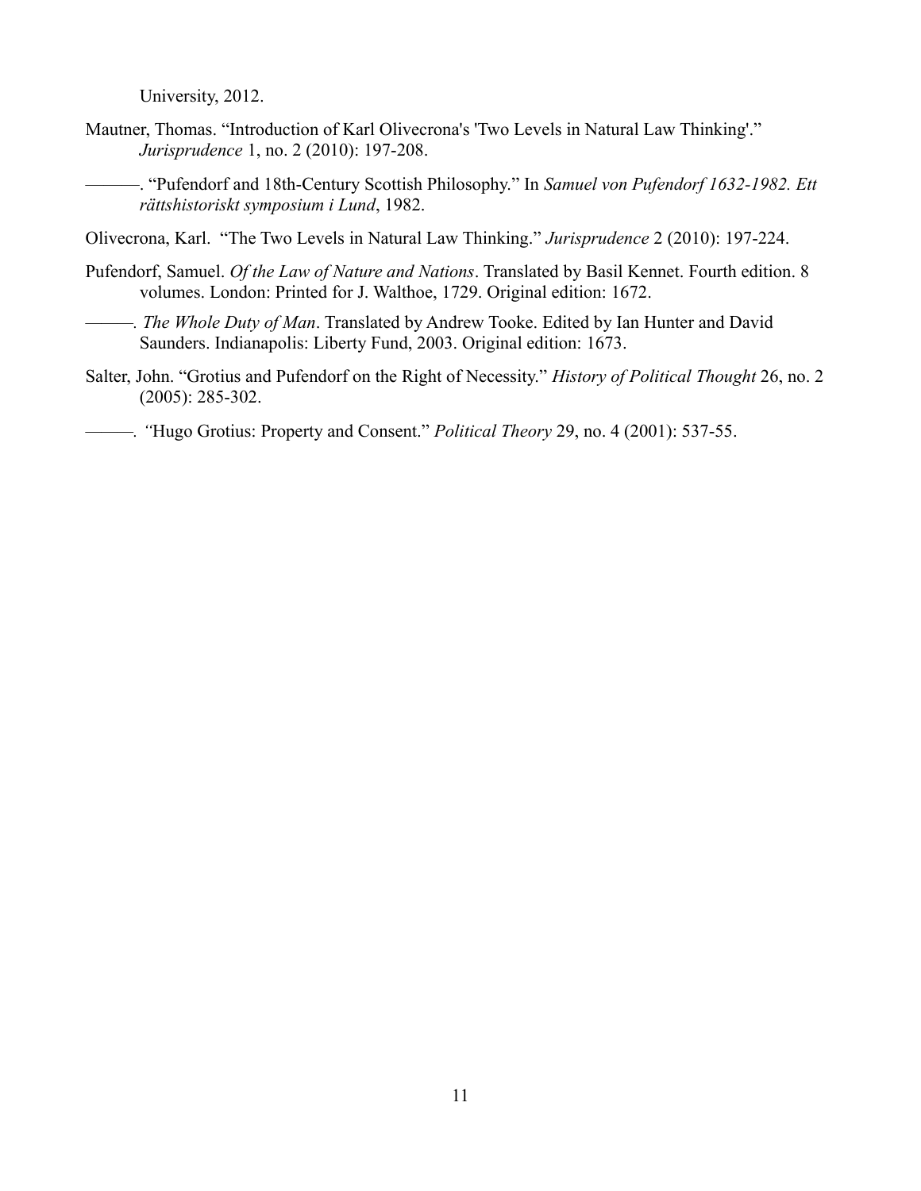University, 2012.

Mautner, Thomas. “Introduction of Karl Olivecrona's 'Two Levels in Natural Law Thinking'.” *Jurisprudence* 1, no. 2 (2010): 197-208.

———. “Pufendorf and 18th-Century Scottish Philosophy.” In *Samuel von Pufendorf 1632-1982. Ett rättshistoriskt symposium i Lund*, 1982.

Olivecrona, Karl. “The Two Levels in Natural Law Thinking.” *Jurisprudence* 2 (2010): 197-224.

Pufendorf, Samuel. *Of the Law of Nature and Nations*. Translated by Basil Kennet. Fourth edition. 8 volumes. London: Printed for J. Walthoe, 1729. Original edition: 1672.

———. *The Whole Duty of Man*. Translated by Andrew Tooke. Edited by Ian Hunter and David Saunders. Indianapolis: Liberty Fund, 2003. Original edition: 1673.

Salter, John. “Grotius and Pufendorf on the Right of Necessity.” *History of Political Thought* 26, no. 2 (2005): 285-302.

———. “Hugo Grotius: Property and Consent.” *Political Theory* 29, no. 4 (2001): 537-55.